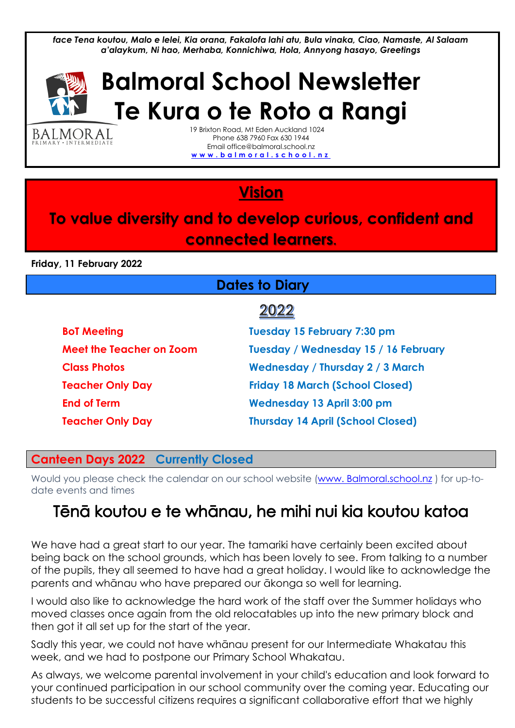*face Tena koutou, Malo e lelei, Kia orana, Fakalofa lahi atu, Bula vinaka, Ciao, Namaste, Al Salaam a'alaykum, Ni hao, Merhaba, Konnichiwa, Hola, Annyong hasayo, Greetings*

# Balmoral School Newsletter
# Te Kura o te Roto a Rangi

BALMORAL
PRIMARY • INTERMEDIATE

19 Brixton Road, Mt Eden Auckland 1024
Phone 638 7960 Fax 630 1944
Email office@balmoral.school.nz
www.balmoral.school.nz

## Vision

**To value diversity and to develop curious, confident and connected learners.**

**Friday, 11 February 2022**

## Dates to Diary

### 2022

| | |
|---|---|
| **BoT Meeting** | **Tuesday 15 February 7:30 pm** |
| **Meet the Teacher on Zoom** | **Tuesday / Wednesday 15 / 16 February** |
| **Class Photos** | **Wednesday / Thursday 2 / 3 March** |
| **Teacher Only Day** | **Friday 18 March (School Closed)** |
| **End of Term** | **Wednesday 13 April 3:00 pm** |
| **Teacher Only Day** | **Thursday 14 April (School Closed)** |

## Canteen Days 2022 Currently Closed

Would you please check the calendar on our school website (www. Balmoral.school.nz ) for up-to-date events and times

## Tēnā koutou e te whānau, he mihi nui kia koutou katoa

We have had a great start to our year. The tamariki have certainly been excited about being back on the school grounds, which has been lovely to see. From talking to a number of the pupils, they all seemed to have had a great holiday. I would like to acknowledge the parents and whānau who have prepared our ākonga so well for learning.

I would also like to acknowledge the hard work of the staff over the Summer holidays who moved classes once again from the old relocatables up into the new primary block and then got it all set up for the start of the year.

Sadly this year, we could not have whānau present for our Intermediate Whakatau this week, and we had to postpone our Primary School Whakatau.

As always, we welcome parental involvement in your child's education and look forward to your continued participation in our school community over the coming year. Educating our students to be successful citizens requires a significant collaborative effort that we highly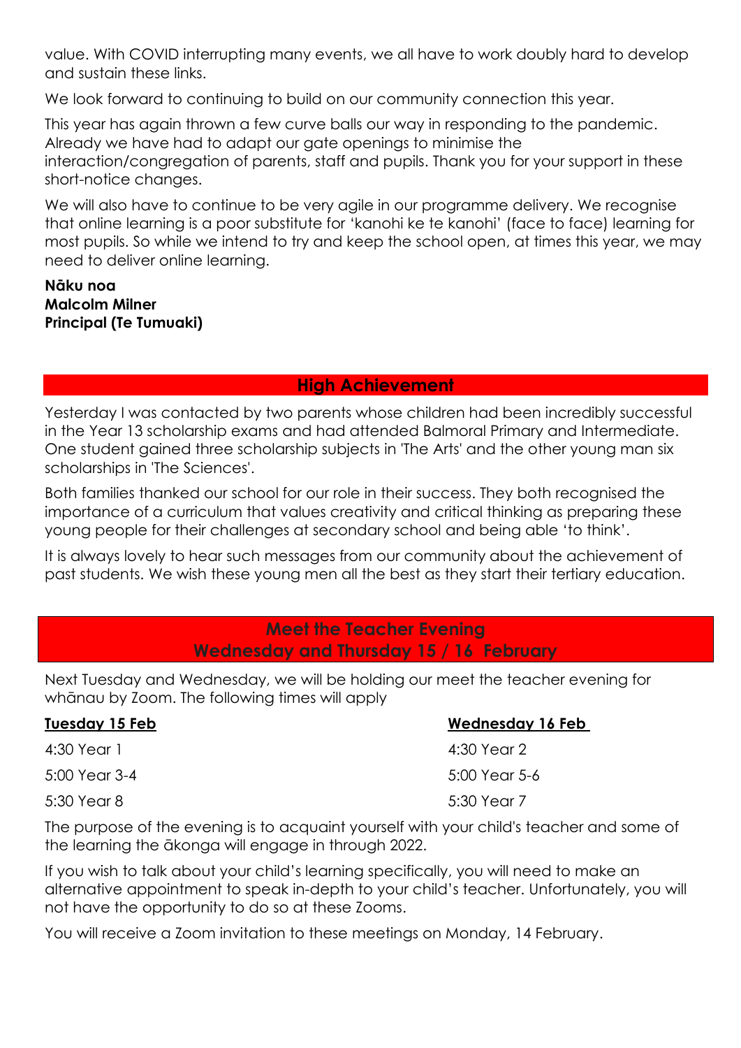value. With COVID interrupting many events, we all have to work doubly hard to develop and sustain these links.

We look forward to continuing to build on our community connection this year.

This year has again thrown a few curve balls our way in responding to the pandemic. Already we have had to adapt our gate openings to minimise the interaction/congregation of parents, staff and pupils. Thank you for your support in these short-notice changes.

We will also have to continue to be very agile in our programme delivery. We recognise that online learning is a poor substitute for 'kanohi ke te kanohi' (face to face) learning for most pupils. So while we intend to try and keep the school open, at times this year, we may need to deliver online learning.

**Nāku noa**
**Malcolm Milner**
**Principal (Te Tumuaki)**

## High Achievement

Yesterday I was contacted by two parents whose children had been incredibly successful in the Year 13 scholarship exams and had attended Balmoral Primary and Intermediate. One student gained three scholarship subjects in 'The Arts' and the other young man six scholarships in 'The Sciences'.

Both families thanked our school for our role in their success. They both recognised the importance of a curriculum that values creativity and critical thinking as preparing these young people for their challenges at secondary school and being able 'to think'.

It is always lovely to hear such messages from our community about the achievement of past students. We wish these young men all the best as they start their tertiary education.

## Meet the Teacher Evening
## Wednesday and Thursday 15 / 16 February

Next Tuesday and Wednesday, we will be holding our meet the teacher evening for whānau by Zoom. The following times will apply

| **Tuesday 15 Feb** | **Wednesday 16 Feb** |
|---|---|
| 4:30 Year 1 | 4:30 Year 2 |
| 5:00 Year 3-4 | 5:00 Year 5-6 |
| 5:30 Year 8 | 5:30 Year 7 |

The purpose of the evening is to acquaint yourself with your child's teacher and some of the learning the ākonga will engage in through 2022.

If you wish to talk about your child's learning specifically, you will need to make an alternative appointment to speak in-depth to your child's teacher. Unfortunately, you will not have the opportunity to do so at these Zooms.

You will receive a Zoom invitation to these meetings on Monday, 14 February.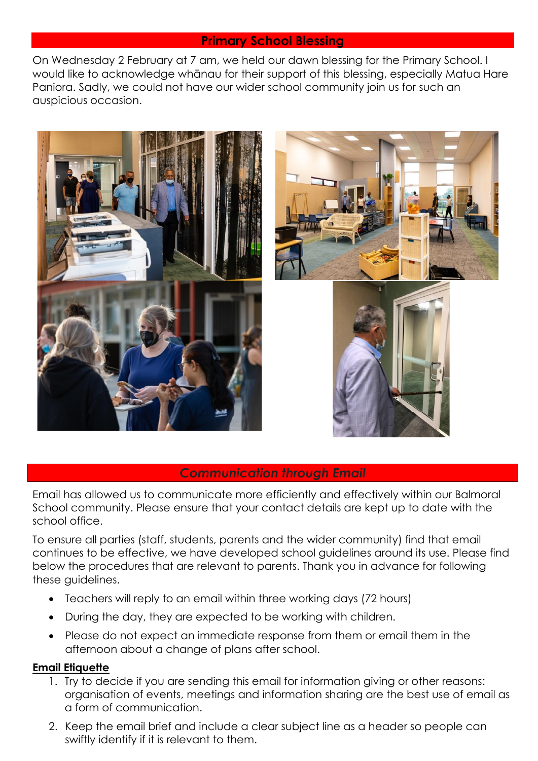## Primary School Blessing

On Wednesday 2 February at 7 am, we held our dawn blessing for the Primary School. I would like to acknowledge whānau for their support of this blessing, especially Matua Hare Paniora. Sadly, we could not have our wider school community join us for such an auspicious occasion.

## *Communication through Email*

Email has allowed us to communicate more efficiently and effectively within our Balmoral School community. Please ensure that your contact details are kept up to date with the school office.

To ensure all parties (staff, students, parents and the wider community) find that email continues to be effective, we have developed school guidelines around its use. Please find below the procedures that are relevant to parents. Thank you in advance for following these guidelines.

- Teachers will reply to an email within three working days (72 hours)
- During the day, they are expected to be working with children.
- Please do not expect an immediate response from them or email them in the afternoon about a change of plans after school.

**Email Etiquette**

1. Try to decide if you are sending this email for information giving or other reasons: organisation of events, meetings and information sharing are the best use of email as a form of communication.
2. Keep the email brief and include a clear subject line as a header so people can swiftly identify if it is relevant to them.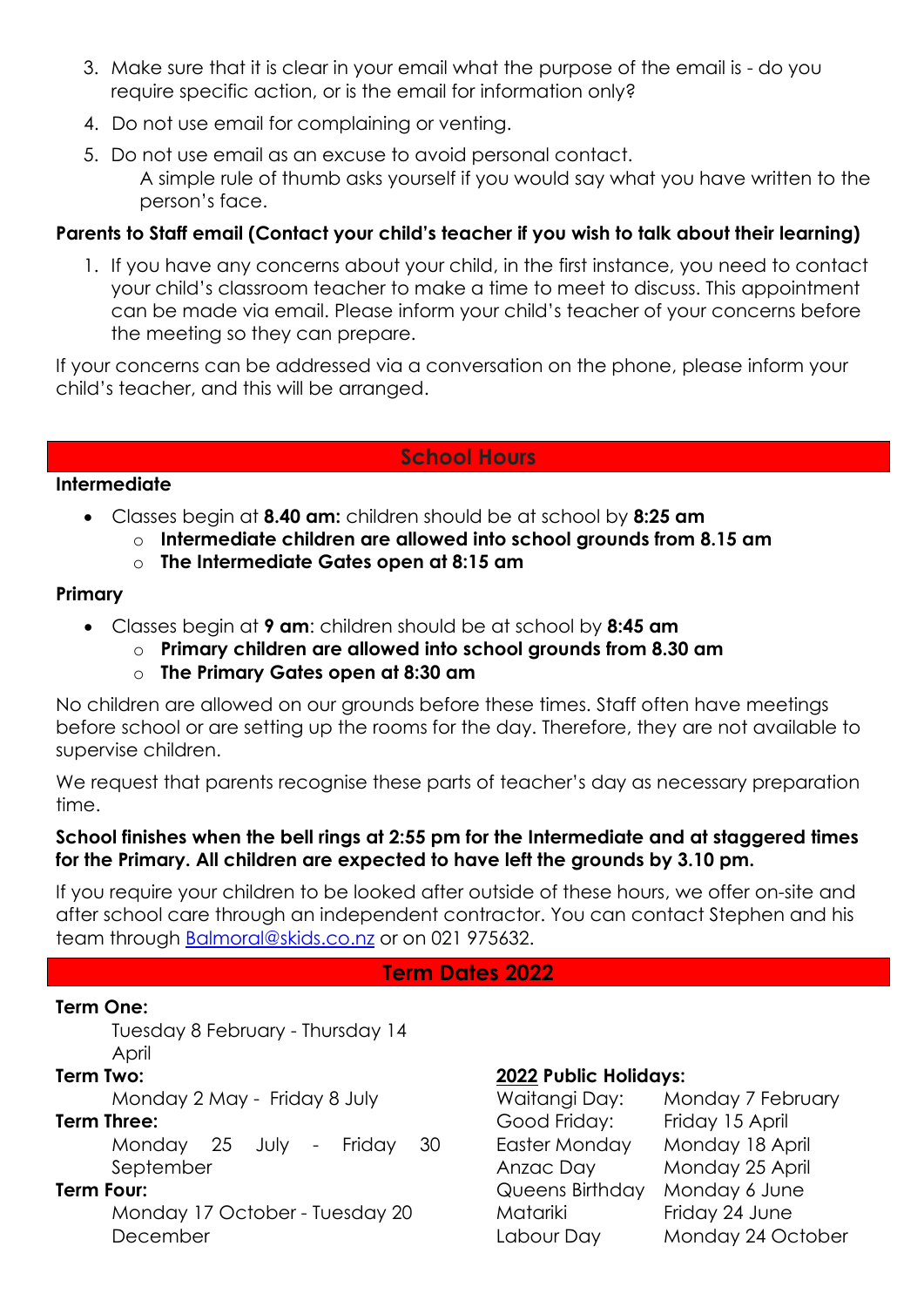3. Make sure that it is clear in your email what the purpose of the email is - do you require specific action, or is the email for information only?
4. Do not use email for complaining or venting.
5. Do not use email as an excuse to avoid personal contact.
   A simple rule of thumb asks yourself if you would say what you have written to the person's face.

**Parents to Staff email (Contact your child's teacher if you wish to talk about their learning)**

1. If you have any concerns about your child, in the first instance, you need to contact your child's classroom teacher to make a time to meet to discuss. This appointment can be made via email. Please inform your child's teacher of your concerns before the meeting so they can prepare.

If your concerns can be addressed via a conversation on the phone, please inform your child's teacher, and this will be arranged.

## School Hours

**Intermediate**

- Classes begin at **8.40 am:** children should be at school by **8:25 am**
  - **Intermediate children are allowed into school grounds from 8.15 am**
  - **The Intermediate Gates open at 8:15 am**

**Primary**

- Classes begin at **9 am**: children should be at school by **8:45 am**
  - **Primary children are allowed into school grounds from 8.30 am**
  - **The Primary Gates open at 8:30 am**

No children are allowed on our grounds before these times. Staff often have meetings before school or are setting up the rooms for the day. Therefore, they are not available to supervise children.

We request that parents recognise these parts of teacher's day as necessary preparation time.

**School finishes when the bell rings at 2:55 pm for the Intermediate and at staggered times for the Primary. All children are expected to have left the grounds by 3.10 pm.**

If you require your children to be looked after outside of these hours, we offer on-site and after school care through an independent contractor. You can contact Stephen and his team through Balmoral@skids.co.nz or on 021 975632.

## Term Dates 2022

**Term One:**
Tuesday 8 February - Thursday 14 April

**Term Two:**
Monday 2 May - Friday 8 July

**Term Three:**
Monday 25 July - Friday 30 September

**Term Four:**
Monday 17 October - Tuesday 20 December

**2022 Public Holidays:**

| | |
|---|---|
| Waitangi Day: | Monday 7 February |
| Good Friday: | Friday 15 April |
| Easter Monday | Monday 18 April |
| Anzac Day | Monday 25 April |
| Queens Birthday | Monday 6 June |
| Matariki | Friday 24 June |
| Labour Day | Monday 24 October |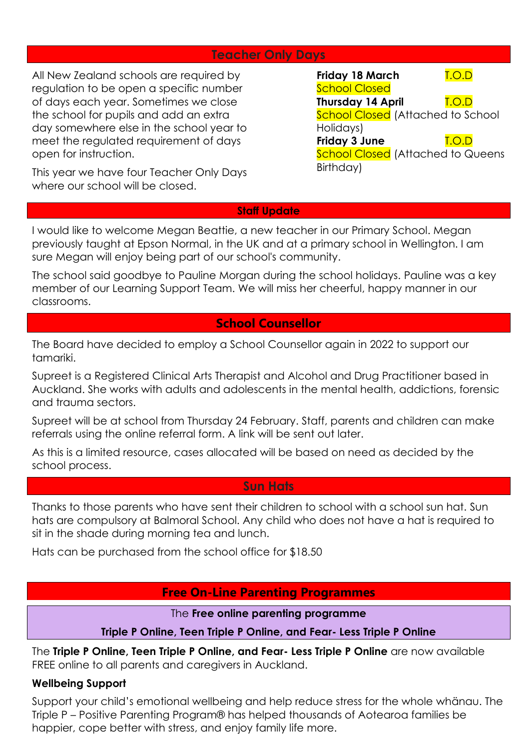## Teacher Only Days

All New Zealand schools are required by regulation to be open a specific number of days each year. Sometimes we close the school for pupils and add an extra day somewhere else in the school year to meet the regulated requirement of days open for instruction.

This year we have four Teacher Only Days where our school will be closed.

**Friday 18 March** T.O.D School Closed

**Thursday 14 April** T.O.D School Closed (Attached to School Holidays)

**Friday 3 June** T.O.D School Closed (Attached to Queens Birthday)

## Staff Update

I would like to welcome Megan Beattie, a new teacher in our Primary School. Megan previously taught at Epson Normal, in the UK and at a primary school in Wellington. I am sure Megan will enjoy being part of our school's community.

The school said goodbye to Pauline Morgan during the school holidays. Pauline was a key member of our Learning Support Team. We will miss her cheerful, happy manner in our classrooms.

## School Counsellor

The Board have decided to employ a School Counsellor again in 2022 to support our tamariki.

Supreet is a Registered Clinical Arts Therapist and Alcohol and Drug Practitioner based in Auckland. She works with adults and adolescents in the mental health, addictions, forensic and trauma sectors.

Supreet will be at school from Thursday 24 February. Staff, parents and children can make referrals using the online referral form. A link will be sent out later.

As this is a limited resource, cases allocated will be based on need as decided by the school process.

## Sun Hats

Thanks to those parents who have sent their children to school with a school sun hat. Sun hats are compulsory at Balmoral School. Any child who does not have a hat is required to sit in the shade during morning tea and lunch.

Hats can be purchased from the school office for $18.50

## Free On-Line Parenting Programmes

The **Free online parenting programme**

**Triple P Online, Teen Triple P Online, and Fear- Less Triple P Online**

The **Triple P Online, Teen Triple P Online, and Fear- Less Triple P Online** are now available FREE online to all parents and caregivers in Auckland.

### Wellbeing Support

Support your child's emotional wellbeing and help reduce stress for the whole whānau. The Triple P – Positive Parenting Program® has helped thousands of Aotearoa families be happier, cope better with stress, and enjoy family life more.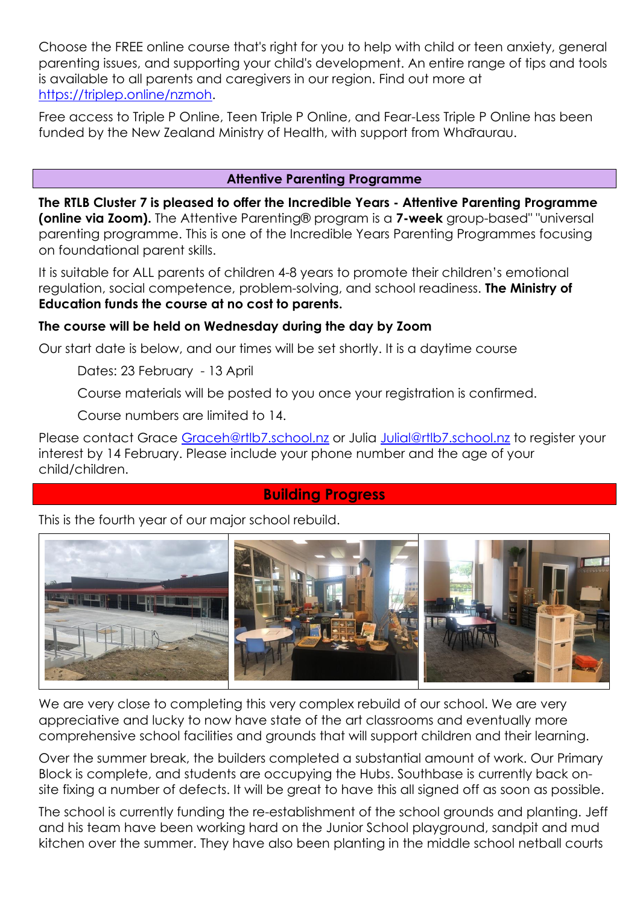Choose the FREE online course that's right for you to help with child or teen anxiety, general parenting issues, and supporting your child's development. An entire range of tips and tools is available to all parents and caregivers in our region. Find out more at https://triplep.online/nzmoh.

Free access to Triple P Online, Teen Triple P Online, and Fear-Less Triple P Online has been funded by the New Zealand Ministry of Health, with support from Whāraurau.

## Attentive Parenting Programme

**The RTLB Cluster 7 is pleased to offer the Incredible Years - Attentive Parenting Programme (online via Zoom).** The Attentive Parenting® program is a **7-week** group-based" "universal parenting programme. This is one of the Incredible Years Parenting Programmes focusing on foundational parent skills.

It is suitable for ALL parents of children 4-8 years to promote their children's emotional regulation, social competence, problem-solving, and school readiness. **The Ministry of Education funds the course at no cost to parents.**

**The course will be held on Wednesday during the day by Zoom**

Our start date is below, and our times will be set shortly. It is a daytime course

Dates: 23 February - 13 April

Course materials will be posted to you once your registration is confirmed.

Course numbers are limited to 14.

Please contact Grace Graceh@rtlb7.school.nz or Julia Julial@rtlb7.school.nz to register your interest by 14 February. Please include your phone number and the age of your child/children.

## Building Progress

This is the fourth year of our major school rebuild.

We are very close to completing this very complex rebuild of our school. We are very appreciative and lucky to now have state of the art classrooms and eventually more comprehensive school facilities and grounds that will support children and their learning.

Over the summer break, the builders completed a substantial amount of work. Our Primary Block is complete, and students are occupying the Hubs. Southbase is currently back on-site fixing a number of defects. It will be great to have this all signed off as soon as possible.

The school is currently funding the re-establishment of the school grounds and planting. Jeff and his team have been working hard on the Junior School playground, sandpit and mud kitchen over the summer. They have also been planting in the middle school netball courts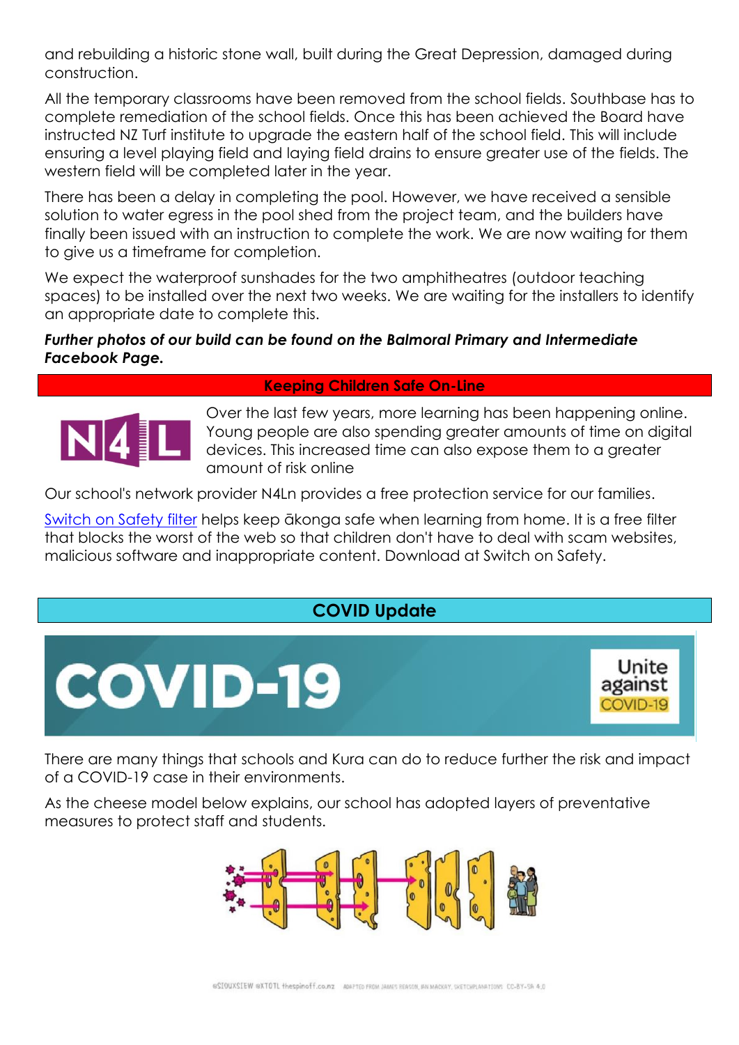and rebuilding a historic stone wall, built during the Great Depression, damaged during construction.

All the temporary classrooms have been removed from the school fields. Southbase has to complete remediation of the school fields. Once this has been achieved the Board have instructed NZ Turf institute to upgrade the eastern half of the school field. This will include ensuring a level playing field and laying field drains to ensure greater use of the fields. The western field will be completed later in the year.

There has been a delay in completing the pool. However, we have received a sensible solution to water egress in the pool shed from the project team, and the builders have finally been issued with an instruction to complete the work. We are now waiting for them to give us a timeframe for completion.

We expect the waterproof sunshades for the two amphitheatres (outdoor teaching spaces) to be installed over the next two weeks. We are waiting for the installers to identify an appropriate date to complete this.

***Further photos of our build can be found on the Balmoral Primary and Intermediate Facebook Page.***

## Keeping Children Safe On-Line

Over the last few years, more learning has been happening online. Young people are also spending greater amounts of time on digital devices. This increased time can also expose them to a greater amount of risk online

Our school's network provider N4Ln provides a free protection service for our families.

Switch on Safety filter helps keep ākonga safe when learning from home. It is a free filter that blocks the worst of the web so that children don't have to deal with scam websites, malicious software and inappropriate content. Download at Switch on Safety.

## COVID Update

There are many things that schools and Kura can do to reduce further the risk and impact of a COVID-19 case in their environments.

As the cheese model below explains, our school has adopted layers of preventative measures to protect staff and students.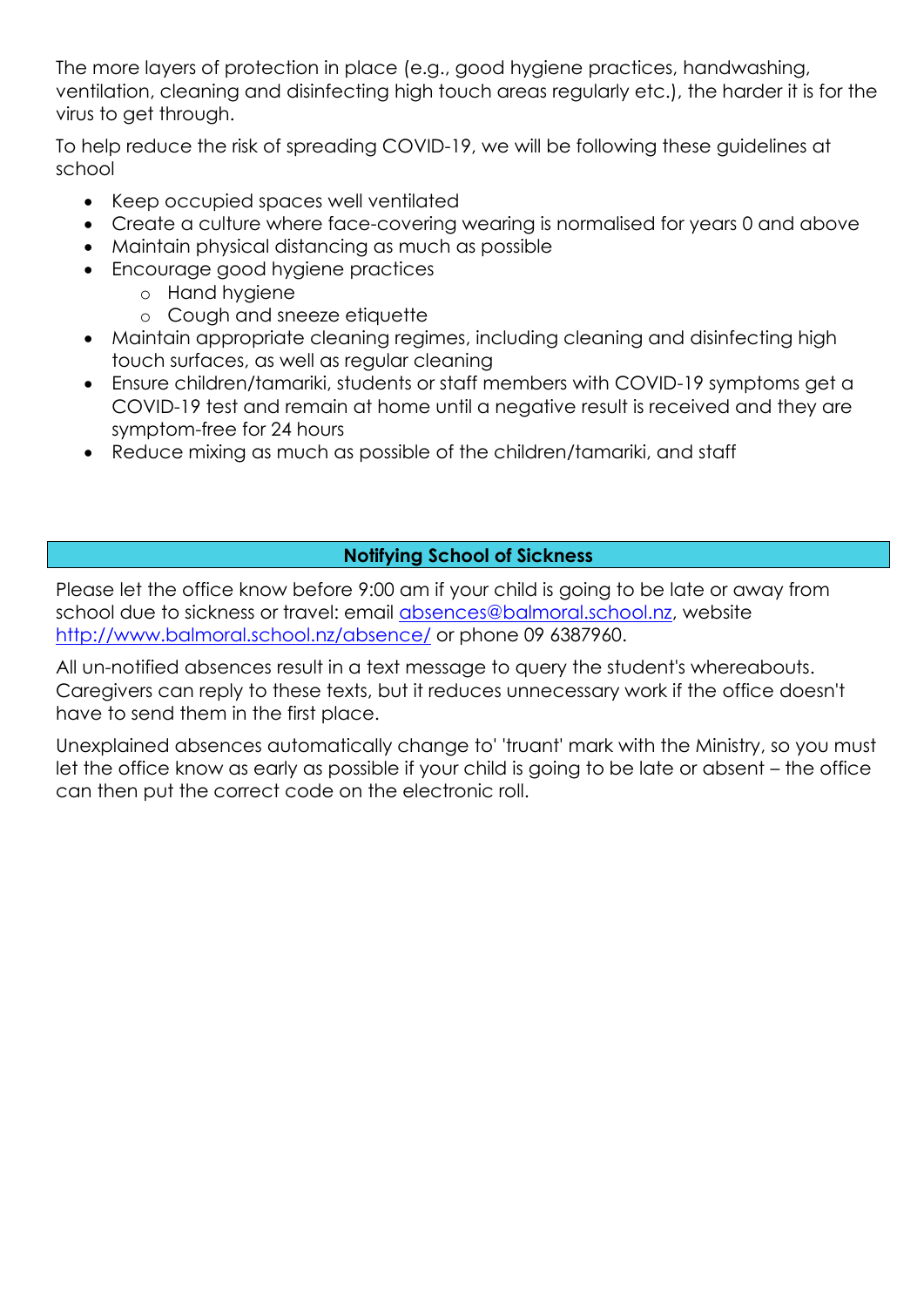The more layers of protection in place (e.g., good hygiene practices, handwashing, ventilation, cleaning and disinfecting high touch areas regularly etc.), the harder it is for the virus to get through.

To help reduce the risk of spreading COVID-19, we will be following these guidelines at school

- Keep occupied spaces well ventilated
- Create a culture where face-covering wearing is normalised for years 0 and above
- Maintain physical distancing as much as possible
- Encourage good hygiene practices
  - Hand hygiene
  - Cough and sneeze etiquette
- Maintain appropriate cleaning regimes, including cleaning and disinfecting high touch surfaces, as well as regular cleaning
- Ensure children/tamariki, students or staff members with COVID-19 symptoms get a COVID-19 test and remain at home until a negative result is received and they are symptom-free for 24 hours
- Reduce mixing as much as possible of the children/tamariki, and staff

## Notifying School of Sickness

Please let the office know before 9:00 am if your child is going to be late or away from school due to sickness or travel: email [absences@balmoral.school.nz](mailto:absences@balmoral.school.nz), website [http://www.balmoral.school.nz/absence/](http://www.balmoral.school.nz/absence/) or phone 09 6387960.

All un-notified absences result in a text message to query the student's whereabouts. Caregivers can reply to these texts, but it reduces unnecessary work if the office doesn't have to send them in the first place.

Unexplained absences automatically change to' 'truant' mark with the Ministry, so you must let the office know as early as possible if your child is going to be late or absent – the office can then put the correct code on the electronic roll.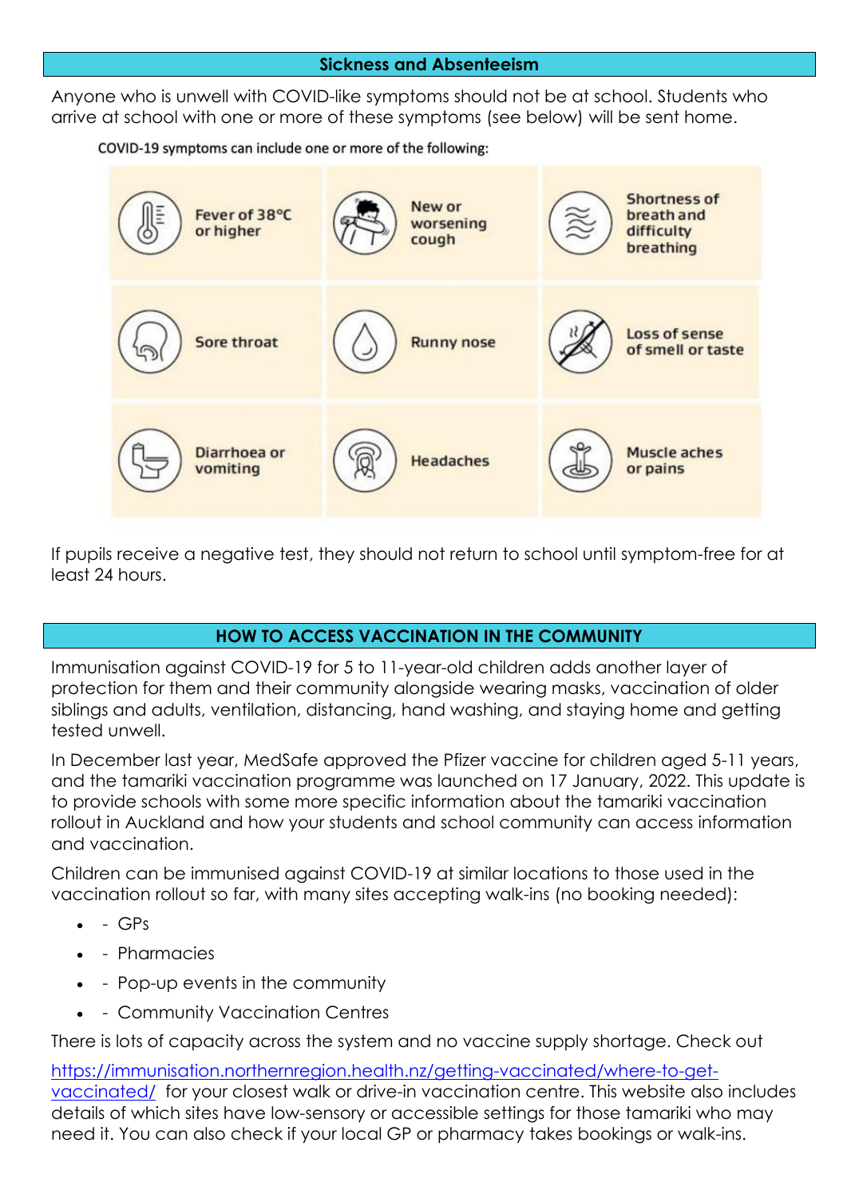## Sickness and Absenteeism

Anyone who is unwell with COVID-like symptoms should not be at school. Students who arrive at school with one or more of these symptoms (see below) will be sent home.

COVID-19 symptoms can include one or more of the following:

| | | |
|---|---|---|
| Fever of 38°C or higher | New or worsening cough | Shortness of breath and difficulty breathing |
| Sore throat | Runny nose | Loss of sense of smell or taste |
| Diarrhoea or vomiting | Headaches | Muscle aches or pains |

If pupils receive a negative test, they should not return to school until symptom-free for at least 24 hours.

## HOW TO ACCESS VACCINATION IN THE COMMUNITY

Immunisation against COVID-19 for 5 to 11-year-old children adds another layer of protection for them and their community alongside wearing masks, vaccination of older siblings and adults, ventilation, distancing, hand washing, and staying home and getting tested unwell.

In December last year, MedSafe approved the Pfizer vaccine for children aged 5-11 years, and the tamariki vaccination programme was launched on 17 January, 2022. This update is to provide schools with some more specific information about the tamariki vaccination rollout in Auckland and how your students and school community can access information and vaccination.

Children can be immunised against COVID-19 at similar locations to those used in the vaccination rollout so far, with many sites accepting walk-ins (no booking needed):

- - GPs
- - Pharmacies
- - Pop-up events in the community
- - Community Vaccination Centres

There is lots of capacity across the system and no vaccine supply shortage. Check out

https://immunisation.northernregion.health.nz/getting-vaccinated/where-to-get-vaccinated/ for your closest walk or drive-in vaccination centre. This website also includes details of which sites have low-sensory or accessible settings for those tamariki who may need it. You can also check if your local GP or pharmacy takes bookings or walk-ins.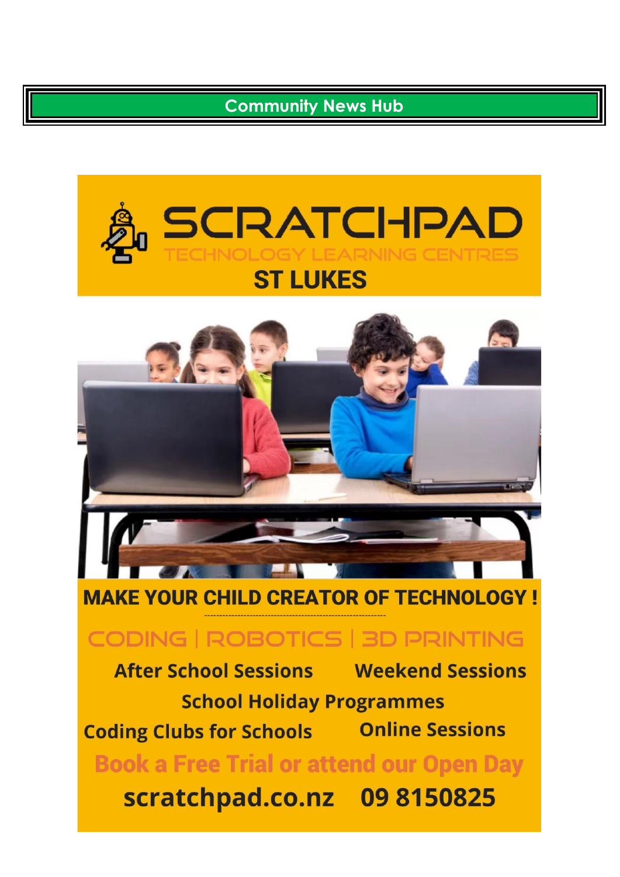## Community News Hub

# SCRATCHPAD

TECHNOLOGY LEARNING CENTRES

## ST LUKES

**MAKE YOUR CHILD CREATOR OF TECHNOLOGY !**

CODING | ROBOTICS | 3D PRINTING

**After School Sessions** **Weekend Sessions**

**School Holiday Programmes**

**Coding Clubs for Schools** **Online Sessions**

**Book a Free Trial or attend our Open Day**

**scratchpad.co.nz 09 8150825**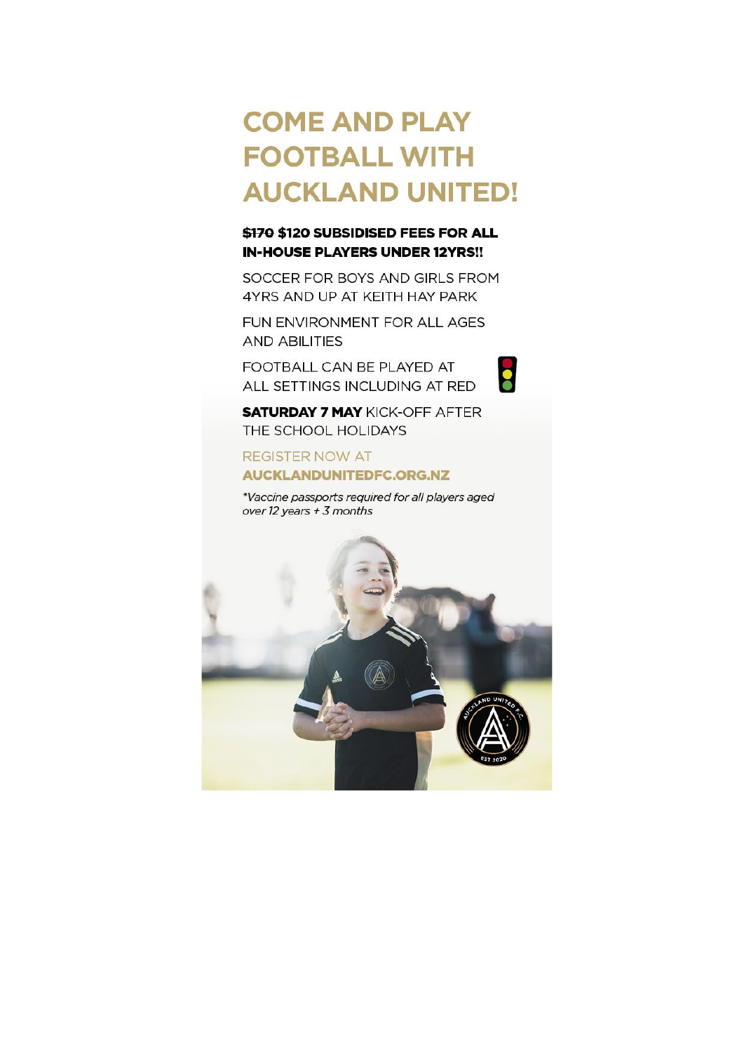# COME AND PLAY FOOTBALL WITH AUCKLAND UNITED!

**~~$170~~ $120 SUBSIDISED FEES FOR ALL IN-HOUSE PLAYERS UNDER 12YRS!!**

SOCCER FOR BOYS AND GIRLS FROM 4YRS AND UP AT KEITH HAY PARK

FUN ENVIRONMENT FOR ALL AGES AND ABILITIES

FOOTBALL CAN BE PLAYED AT ALL SETTINGS INCLUDING AT RED

**SATURDAY 7 MAY** KICK-OFF AFTER THE SCHOOL HOLIDAYS

REGISTER NOW AT
**AUCKLANDUNITEDFC.ORG.NZ**

*\*Vaccine passports required for all players aged over 12 years + 3 months*